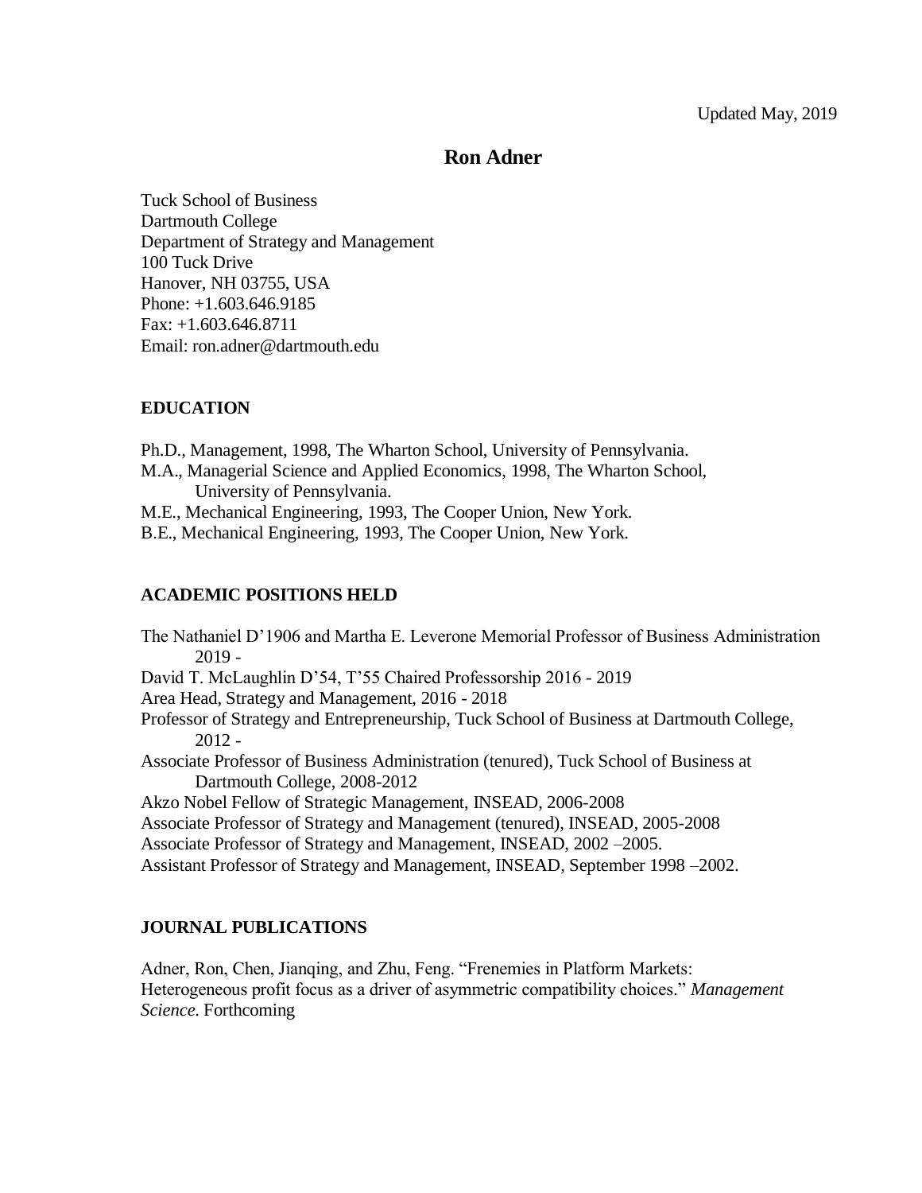Updated May, 2019

# Ron Adner

Tuck School of Business
Dartmouth College
Department of Strategy and Management
100 Tuck Drive
Hanover, NH 03755, USA
Phone: +1.603.646.9185
Fax: +1.603.646.8711
Email: ron.adner@dartmouth.edu

## EDUCATION

Ph.D., Management, 1998, The Wharton School, University of Pennsylvania.
M.A., Managerial Science and Applied Economics, 1998, The Wharton School, University of Pennsylvania.
M.E., Mechanical Engineering, 1993, The Cooper Union, New York.
B.E., Mechanical Engineering, 1993, The Cooper Union, New York.

## ACADEMIC POSITIONS HELD

The Nathaniel D'1906 and Martha E. Leverone Memorial Professor of Business Administration 2019 -
David T. McLaughlin D'54, T'55 Chaired Professorship 2016 - 2019
Area Head, Strategy and Management, 2016 - 2018
Professor of Strategy and Entrepreneurship, Tuck School of Business at Dartmouth College, 2012 -
Associate Professor of Business Administration (tenured), Tuck School of Business at Dartmouth College, 2008-2012
Akzo Nobel Fellow of Strategic Management, INSEAD, 2006-2008
Associate Professor of Strategy and Management (tenured), INSEAD, 2005-2008
Associate Professor of Strategy and Management, INSEAD, 2002 –2005.
Assistant Professor of Strategy and Management, INSEAD, September 1998 –2002.

## JOURNAL PUBLICATIONS

Adner, Ron, Chen, Jianqing, and Zhu, Feng. "Frenemies in Platform Markets: Heterogeneous profit focus as a driver of asymmetric compatibility choices." *Management Science*. Forthcoming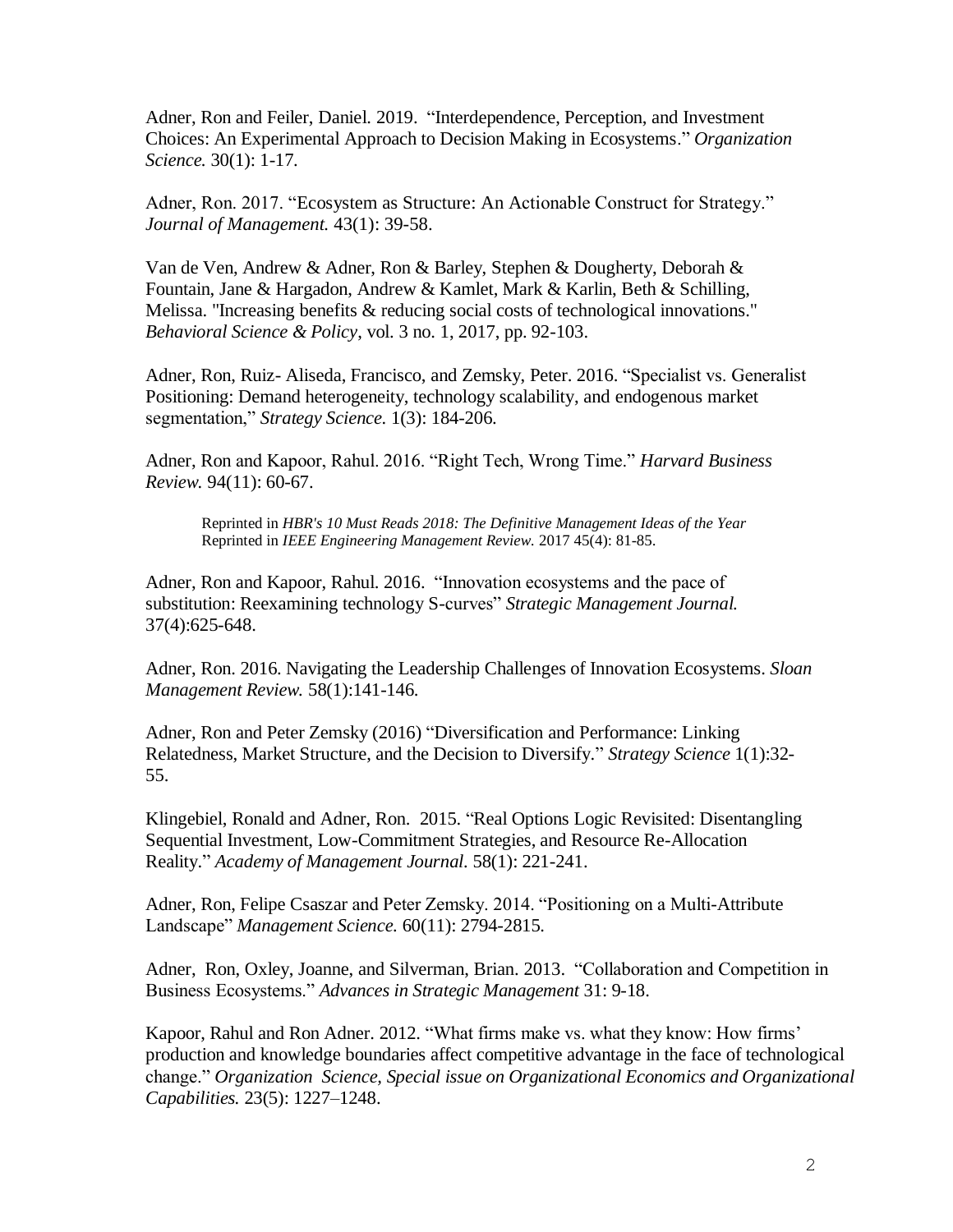Adner, Ron and Feiler, Daniel. 2019. "Interdependence, Perception, and Investment Choices: An Experimental Approach to Decision Making in Ecosystems." *Organization Science.* 30(1): 1-17.

Adner, Ron. 2017. "Ecosystem as Structure: An Actionable Construct for Strategy." *Journal of Management.* 43(1): 39-58.

Van de Ven, Andrew & Adner, Ron & Barley, Stephen & Dougherty, Deborah & Fountain, Jane & Hargadon, Andrew & Kamlet, Mark & Karlin, Beth & Schilling, Melissa. "Increasing benefits & reducing social costs of technological innovations." *Behavioral Science & Policy*, vol. 3 no. 1, 2017, pp. 92-103.

Adner, Ron, Ruiz- Aliseda, Francisco, and Zemsky, Peter. 2016. "Specialist vs. Generalist Positioning: Demand heterogeneity, technology scalability, and endogenous market segmentation," *Strategy Science.* 1(3): 184-206.

Adner, Ron and Kapoor, Rahul. 2016. "Right Tech, Wrong Time." *Harvard Business Review.* 94(11): 60-67.

> Reprinted in *HBR's 10 Must Reads 2018: The Definitive Management Ideas of the Year*
> Reprinted in *IEEE Engineering Management Review.* 2017 45(4): 81-85.

Adner, Ron and Kapoor, Rahul. 2016. "Innovation ecosystems and the pace of substitution: Reexamining technology S-curves" *Strategic Management Journal.* 37(4):625-648.

Adner, Ron. 2016. Navigating the Leadership Challenges of Innovation Ecosystems. *Sloan Management Review.* 58(1):141-146.

Adner, Ron and Peter Zemsky (2016) "Diversification and Performance: Linking Relatedness, Market Structure, and the Decision to Diversify." *Strategy Science* 1(1):32-55.

Klingebiel, Ronald and Adner, Ron. 2015. "Real Options Logic Revisited: Disentangling Sequential Investment, Low-Commitment Strategies, and Resource Re-Allocation Reality." *Academy of Management Journal.* 58(1): 221-241.

Adner, Ron, Felipe Csaszar and Peter Zemsky. 2014. "Positioning on a Multi-Attribute Landscape" *Management Science.* 60(11): 2794-2815.

Adner, Ron, Oxley, Joanne, and Silverman, Brian. 2013. "Collaboration and Competition in Business Ecosystems." *Advances in Strategic Management* 31: 9-18.

Kapoor, Rahul and Ron Adner. 2012. "What firms make vs. what they know: How firms' production and knowledge boundaries affect competitive advantage in the face of technological change." *Organization Science, Special issue on Organizational Economics and Organizational Capabilities.* 23(5): 1227–1248.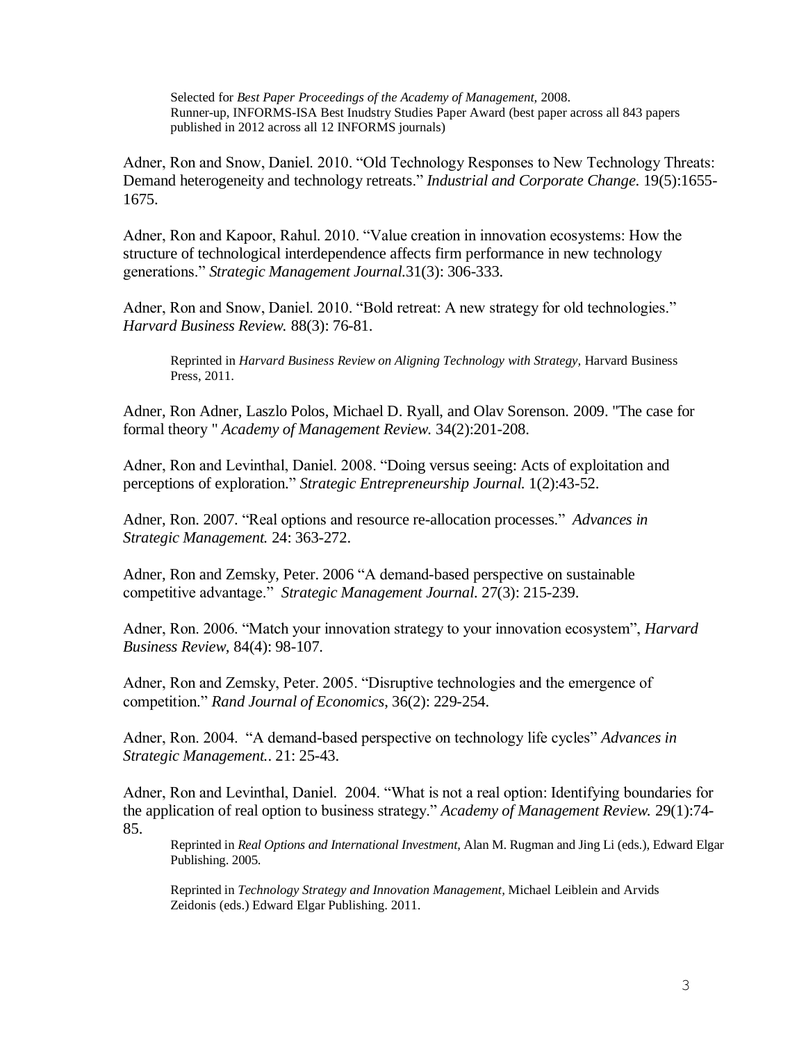Selected for *Best Paper Proceedings of the Academy of Management,* 2008.
Runner-up, INFORMS-ISA Best Inudstry Studies Paper Award (best paper across all 843 papers published in 2012 across all 12 INFORMS journals)

Adner, Ron and Snow, Daniel. 2010. "Old Technology Responses to New Technology Threats: Demand heterogeneity and technology retreats." *Industrial and Corporate Change.* 19(5):1655-1675.

Adner, Ron and Kapoor, Rahul. 2010. "Value creation in innovation ecosystems: How the structure of technological interdependence affects firm performance in new technology generations." *Strategic Management Journal.*31(3): 306-333.

Adner, Ron and Snow, Daniel. 2010. "Bold retreat: A new strategy for old technologies." *Harvard Business Review.* 88(3): 76-81.

Reprinted in *Harvard Business Review on Aligning Technology with Strategy,* Harvard Business Press, 2011.

Adner, Ron Adner, Laszlo Polos, Michael D. Ryall, and Olav Sorenson. 2009. "The case for formal theory " *Academy of Management Review.* 34(2):201-208.

Adner, Ron and Levinthal, Daniel. 2008. "Doing versus seeing: Acts of exploitation and perceptions of exploration." *Strategic Entrepreneurship Journal.* 1(2):43-52.

Adner, Ron. 2007. "Real options and resource re-allocation processes." *Advances in Strategic Management.* 24: 363-272.

Adner, Ron and Zemsky, Peter. 2006 "A demand-based perspective on sustainable competitive advantage." *Strategic Management Journal*. 27(3): 215-239.

Adner, Ron. 2006. "Match your innovation strategy to your innovation ecosystem", *Harvard Business Review,* 84(4): 98-107.

Adner, Ron and Zemsky, Peter. 2005. "Disruptive technologies and the emergence of competition." *Rand Journal of Economics*, 36(2): 229-254.

Adner, Ron. 2004. "A demand-based perspective on technology life cycles" *Advances in Strategic Management..* 21: 25-43.

Adner, Ron and Levinthal, Daniel. 2004. "What is not a real option: Identifying boundaries for the application of real option to business strategy." *Academy of Management Review.* 29(1):74-85.

Reprinted in *Real Options and International Investment,* Alan M. Rugman and Jing Li (eds.), Edward Elgar Publishing. 2005.

Reprinted in *Technology Strategy and Innovation Management*, Michael Leiblein and Arvids Zeidonis (eds.) Edward Elgar Publishing. 2011.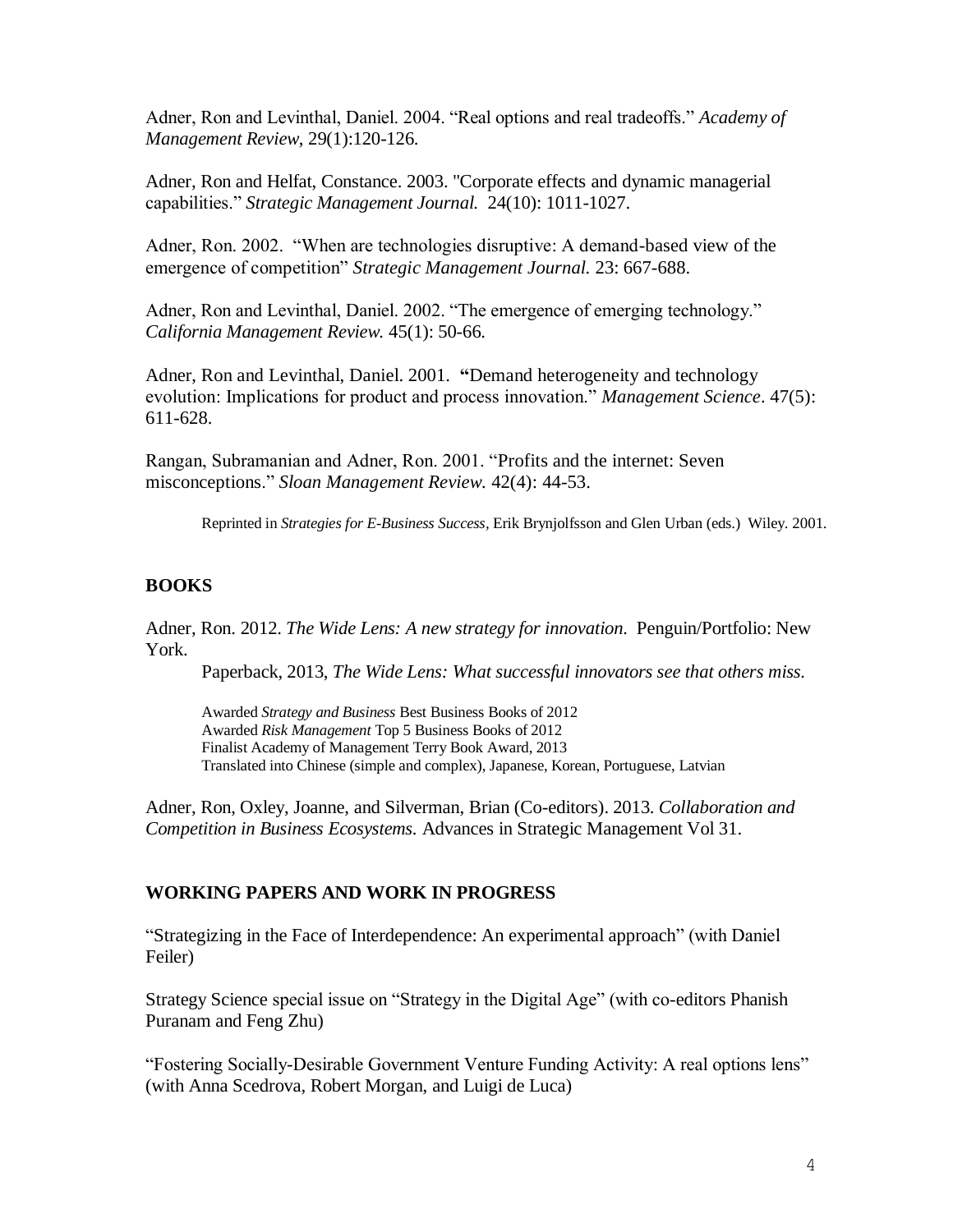Adner, Ron and Levinthal, Daniel. 2004. "Real options and real tradeoffs." *Academy of Management Review*, 29(1):120-126.

Adner, Ron and Helfat, Constance. 2003. "Corporate effects and dynamic managerial capabilities." *Strategic Management Journal.* 24(10): 1011-1027.

Adner, Ron. 2002. "When are technologies disruptive: A demand-based view of the emergence of competition" *Strategic Management Journal.* 23: 667-688.

Adner, Ron and Levinthal, Daniel. 2002. "The emergence of emerging technology." *California Management Review.* 45(1): 50-66.

Adner, Ron and Levinthal, Daniel. 2001. **"**Demand heterogeneity and technology evolution: Implications for product and process innovation." *Management Science*. 47(5): 611-628.

Rangan, Subramanian and Adner, Ron. 2001. "Profits and the internet: Seven misconceptions." *Sloan Management Review.* 42(4): 44-53.

Reprinted in *Strategies for E-Business Success,* Erik Brynjolfsson and Glen Urban (eds.) Wiley. 2001.

## BOOKS

Adner, Ron. 2012. *The Wide Lens: A new strategy for innovation.* Penguin/Portfolio: New York.

Paperback, 2013, *The Wide Lens: What successful innovators see that others miss.*

Awarded *Strategy and Business* Best Business Books of 2012
Awarded *Risk Management* Top 5 Business Books of 2012
Finalist Academy of Management Terry Book Award, 2013
Translated into Chinese (simple and complex), Japanese, Korean, Portuguese, Latvian

Adner, Ron, Oxley, Joanne, and Silverman, Brian (Co-editors). 2013. *Collaboration and Competition in Business Ecosystems.* Advances in Strategic Management Vol 31.

## WORKING PAPERS AND WORK IN PROGRESS

"Strategizing in the Face of Interdependence: An experimental approach" (with Daniel Feiler)

Strategy Science special issue on "Strategy in the Digital Age" (with co-editors Phanish Puranam and Feng Zhu)

"Fostering Socially-Desirable Government Venture Funding Activity: A real options lens" (with Anna Scedrova, Robert Morgan, and Luigi de Luca)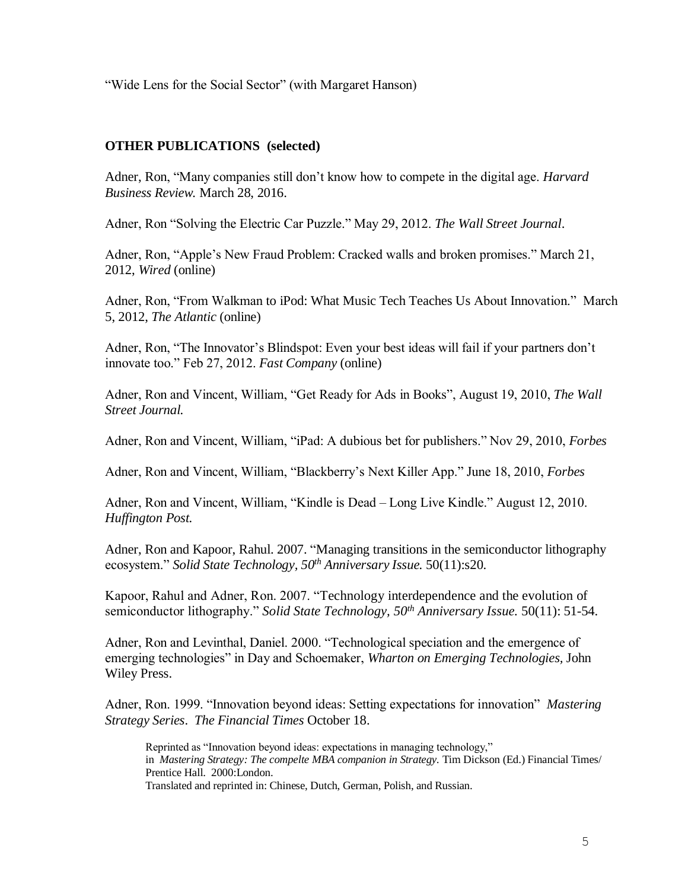"Wide Lens for the Social Sector" (with Margaret Hanson)

**OTHER PUBLICATIONS (selected)**

Adner, Ron, "Many companies still don't know how to compete in the digital age. *Harvard Business Review.* March 28, 2016.

Adner, Ron "Solving the Electric Car Puzzle." May 29, 2012. *The Wall Street Journal*.

Adner, Ron, "Apple's New Fraud Problem: Cracked walls and broken promises." March 21, 2012, *Wired* (online)

Adner, Ron, "From Walkman to iPod: What Music Tech Teaches Us About Innovation." March 5, 2012, *The Atlantic* (online)

Adner, Ron, "The Innovator's Blindspot: Even your best ideas will fail if your partners don't innovate too." Feb 27, 2012. *Fast Company* (online)

Adner, Ron and Vincent, William, "Get Ready for Ads in Books", August 19, 2010, *The Wall Street Journal.*

Adner, Ron and Vincent, William, "iPad: A dubious bet for publishers." Nov 29, 2010, *Forbes*

Adner, Ron and Vincent, William, "Blackberry's Next Killer App." June 18, 2010, *Forbes*

Adner, Ron and Vincent, William, "Kindle is Dead – Long Live Kindle." August 12, 2010. *Huffington Post.*

Adner, Ron and Kapoor, Rahul. 2007. "Managing transitions in the semiconductor lithography ecosystem." *Solid State Technology, 50th Anniversary Issue.* 50(11):s20.

Kapoor, Rahul and Adner, Ron. 2007. "Technology interdependence and the evolution of semiconductor lithography." *Solid State Technology, 50th Anniversary Issue.* 50(11): 51-54.

Adner, Ron and Levinthal, Daniel. 2000. "Technological speciation and the emergence of emerging technologies" in Day and Schoemaker, *Wharton on Emerging Technologies,* John Wiley Press.

Adner, Ron. 1999. "Innovation beyond ideas: Setting expectations for innovation" *Mastering Strategy Series*. *The Financial Times* October 18.

> Reprinted as "Innovation beyond ideas: expectations in managing technology," in *Mastering Strategy: The compelte MBA companion in Strategy.* Tim Dickson (Ed.) Financial Times/ Prentice Hall. 2000:London.
> Translated and reprinted in: Chinese, Dutch, German, Polish, and Russian.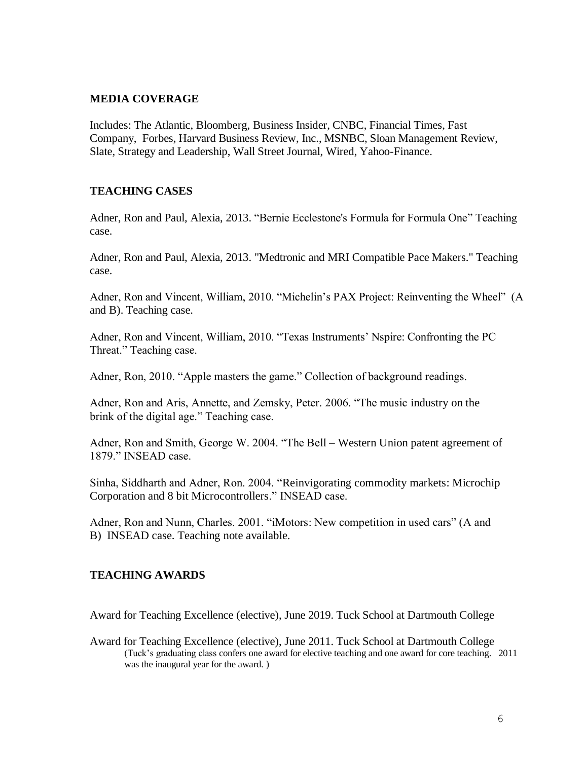## MEDIA COVERAGE

Includes: The Atlantic, Bloomberg, Business Insider, CNBC, Financial Times, Fast Company, Forbes, Harvard Business Review, Inc., MSNBC, Sloan Management Review, Slate, Strategy and Leadership, Wall Street Journal, Wired, Yahoo-Finance.

## TEACHING CASES

Adner, Ron and Paul, Alexia, 2013. "Bernie Ecclestone's Formula for Formula One" Teaching case.

Adner, Ron and Paul, Alexia, 2013. "Medtronic and MRI Compatible Pace Makers." Teaching case.

Adner, Ron and Vincent, William, 2010. "Michelin's PAX Project: Reinventing the Wheel" (A and B). Teaching case.

Adner, Ron and Vincent, William, 2010. "Texas Instruments' Nspire: Confronting the PC Threat." Teaching case.

Adner, Ron, 2010. "Apple masters the game." Collection of background readings.

Adner, Ron and Aris, Annette, and Zemsky, Peter. 2006. "The music industry on the brink of the digital age." Teaching case.

Adner, Ron and Smith, George W. 2004. "The Bell – Western Union patent agreement of 1879." INSEAD case.

Sinha, Siddharth and Adner, Ron. 2004. "Reinvigorating commodity markets: Microchip Corporation and 8 bit Microcontrollers." INSEAD case.

Adner, Ron and Nunn, Charles. 2001. "iMotors: New competition in used cars" (A and B) INSEAD case. Teaching note available.

## TEACHING AWARDS

Award for Teaching Excellence (elective), June 2019. Tuck School at Dartmouth College

Award for Teaching Excellence (elective), June 2011. Tuck School at Dartmouth College
(Tuck's graduating class confers one award for elective teaching and one award for core teaching. 2011 was the inaugural year for the award. )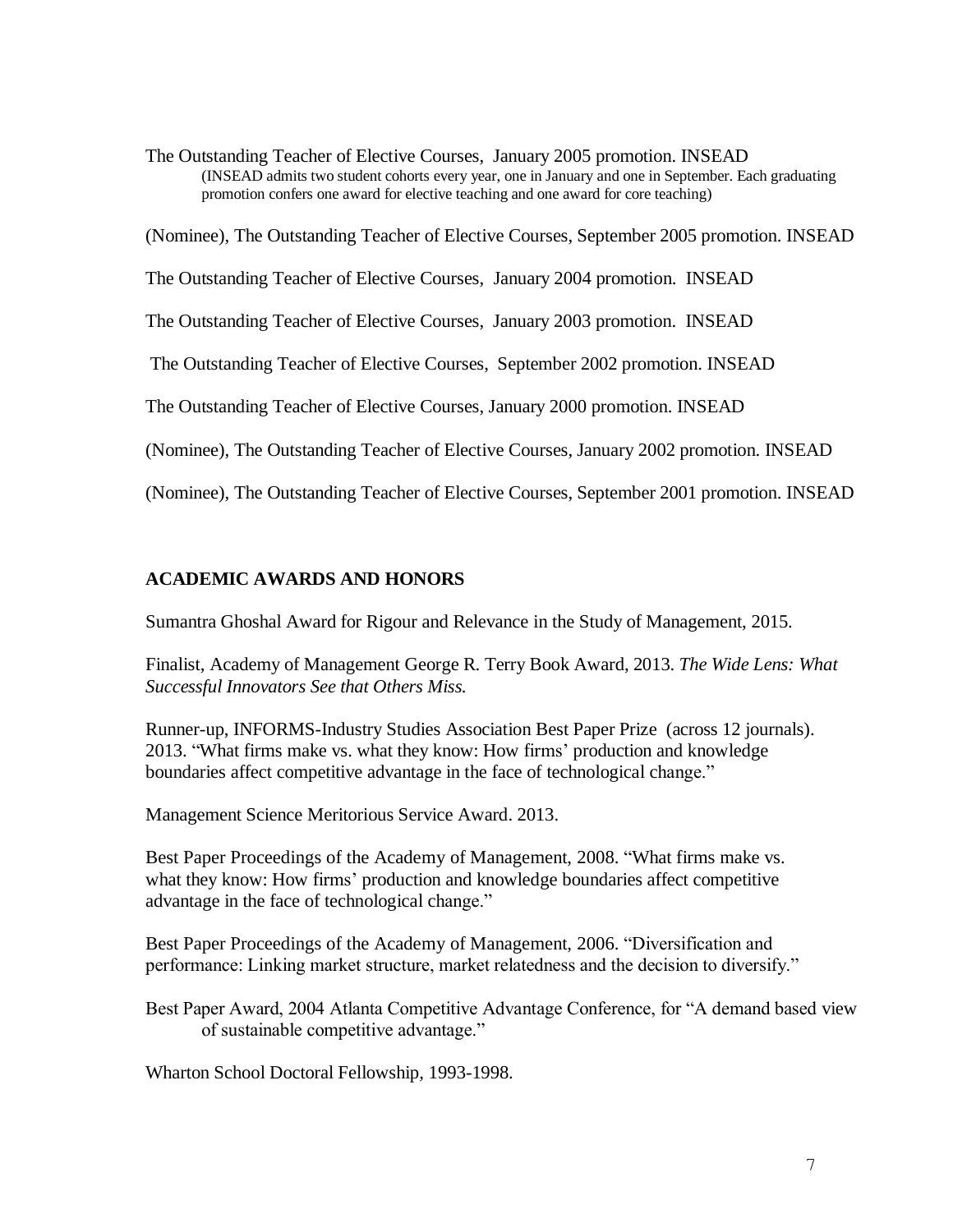The Outstanding Teacher of Elective Courses, January 2005 promotion. INSEAD
(INSEAD admits two student cohorts every year, one in January and one in September. Each graduating promotion confers one award for elective teaching and one award for core teaching)

(Nominee), The Outstanding Teacher of Elective Courses, September 2005 promotion. INSEAD

The Outstanding Teacher of Elective Courses, January 2004 promotion. INSEAD

The Outstanding Teacher of Elective Courses, January 2003 promotion. INSEAD

The Outstanding Teacher of Elective Courses, September 2002 promotion. INSEAD

The Outstanding Teacher of Elective Courses, January 2000 promotion. INSEAD

(Nominee), The Outstanding Teacher of Elective Courses, January 2002 promotion. INSEAD

(Nominee), The Outstanding Teacher of Elective Courses, September 2001 promotion. INSEAD

**ACADEMIC AWARDS AND HONORS**

Sumantra Ghoshal Award for Rigour and Relevance in the Study of Management, 2015.

Finalist, Academy of Management George R. Terry Book Award, 2013. *The Wide Lens: What Successful Innovators See that Others Miss.*

Runner-up, INFORMS-Industry Studies Association Best Paper Prize (across 12 journals). 2013. "What firms make vs. what they know: How firms' production and knowledge boundaries affect competitive advantage in the face of technological change."

Management Science Meritorious Service Award. 2013.

Best Paper Proceedings of the Academy of Management, 2008. "What firms make vs. what they know: How firms' production and knowledge boundaries affect competitive advantage in the face of technological change."

Best Paper Proceedings of the Academy of Management, 2006. "Diversification and performance: Linking market structure, market relatedness and the decision to diversify."

Best Paper Award, 2004 Atlanta Competitive Advantage Conference, for "A demand based view of sustainable competitive advantage."

Wharton School Doctoral Fellowship, 1993-1998.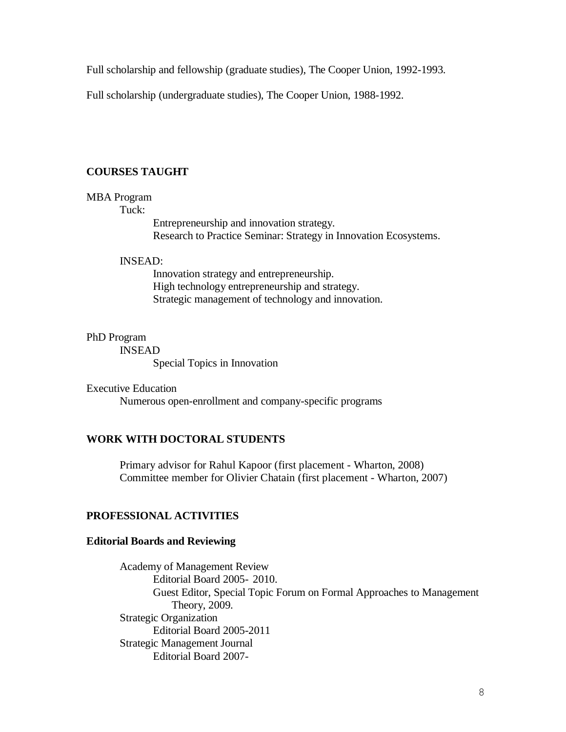Full scholarship and fellowship (graduate studies), The Cooper Union, 1992-1993.

Full scholarship (undergraduate studies), The Cooper Union, 1988-1992.

## COURSES TAUGHT

MBA Program

- Tuck:
  - Entrepreneurship and innovation strategy.
  - Research to Practice Seminar: Strategy in Innovation Ecosystems.
- INSEAD:
  - Innovation strategy and entrepreneurship.
  - High technology entrepreneurship and strategy.
  - Strategic management of technology and innovation.

PhD Program

- INSEAD
  - Special Topics in Innovation

Executive Education

- Numerous open-enrollment and company-specific programs

## WORK WITH DOCTORAL STUDENTS

Primary advisor for Rahul Kapoor (first placement - Wharton, 2008)
Committee member for Olivier Chatain (first placement - Wharton, 2007)

## PROFESSIONAL ACTIVITIES

### Editorial Boards and Reviewing

- Academy of Management Review
  - Editorial Board 2005- 2010.
  - Guest Editor, Special Topic Forum on Formal Approaches to Management Theory, 2009.
- Strategic Organization
  - Editorial Board 2005-2011
- Strategic Management Journal
  - Editorial Board 2007-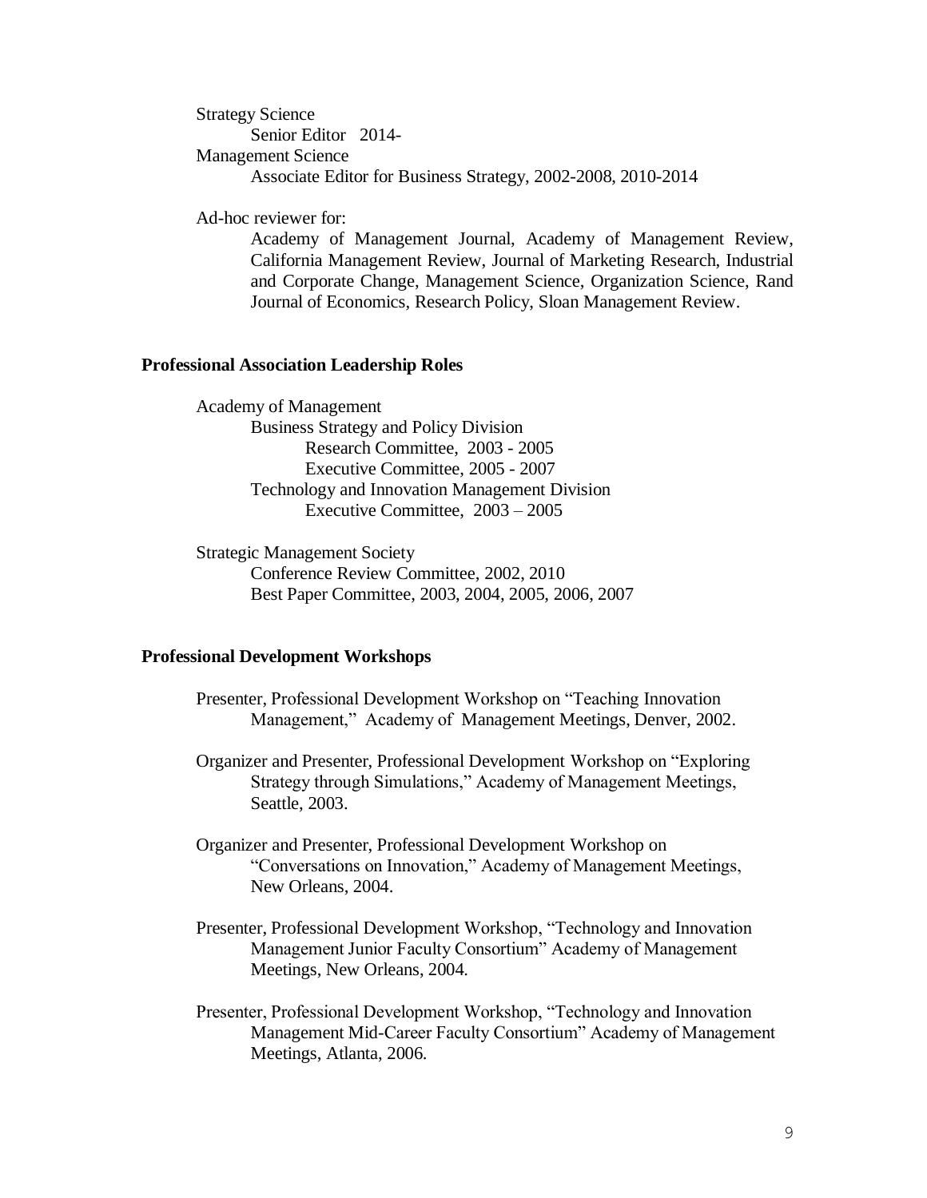Strategy Science
  Senior Editor 2014-

Management Science
  Associate Editor for Business Strategy, 2002-2008, 2010-2014

Ad-hoc reviewer for:
  Academy of Management Journal, Academy of Management Review, California Management Review, Journal of Marketing Research, Industrial and Corporate Change, Management Science, Organization Science, Rand Journal of Economics, Research Policy, Sloan Management Review.

**Professional Association Leadership Roles**

Academy of Management
- Business Strategy and Policy Division
  - Research Committee, 2003 - 2005
  - Executive Committee, 2005 - 2007
- Technology and Innovation Management Division
  - Executive Committee, 2003 – 2005

Strategic Management Society
- Conference Review Committee, 2002, 2010
- Best Paper Committee, 2003, 2004, 2005, 2006, 2007

**Professional Development Workshops**

Presenter, Professional Development Workshop on "Teaching Innovation Management," Academy of Management Meetings, Denver, 2002.

Organizer and Presenter, Professional Development Workshop on "Exploring Strategy through Simulations," Academy of Management Meetings, Seattle, 2003.

Organizer and Presenter, Professional Development Workshop on "Conversations on Innovation," Academy of Management Meetings, New Orleans, 2004.

Presenter, Professional Development Workshop, "Technology and Innovation Management Junior Faculty Consortium" Academy of Management Meetings, New Orleans, 2004.

Presenter, Professional Development Workshop, "Technology and Innovation Management Mid-Career Faculty Consortium" Academy of Management Meetings, Atlanta, 2006.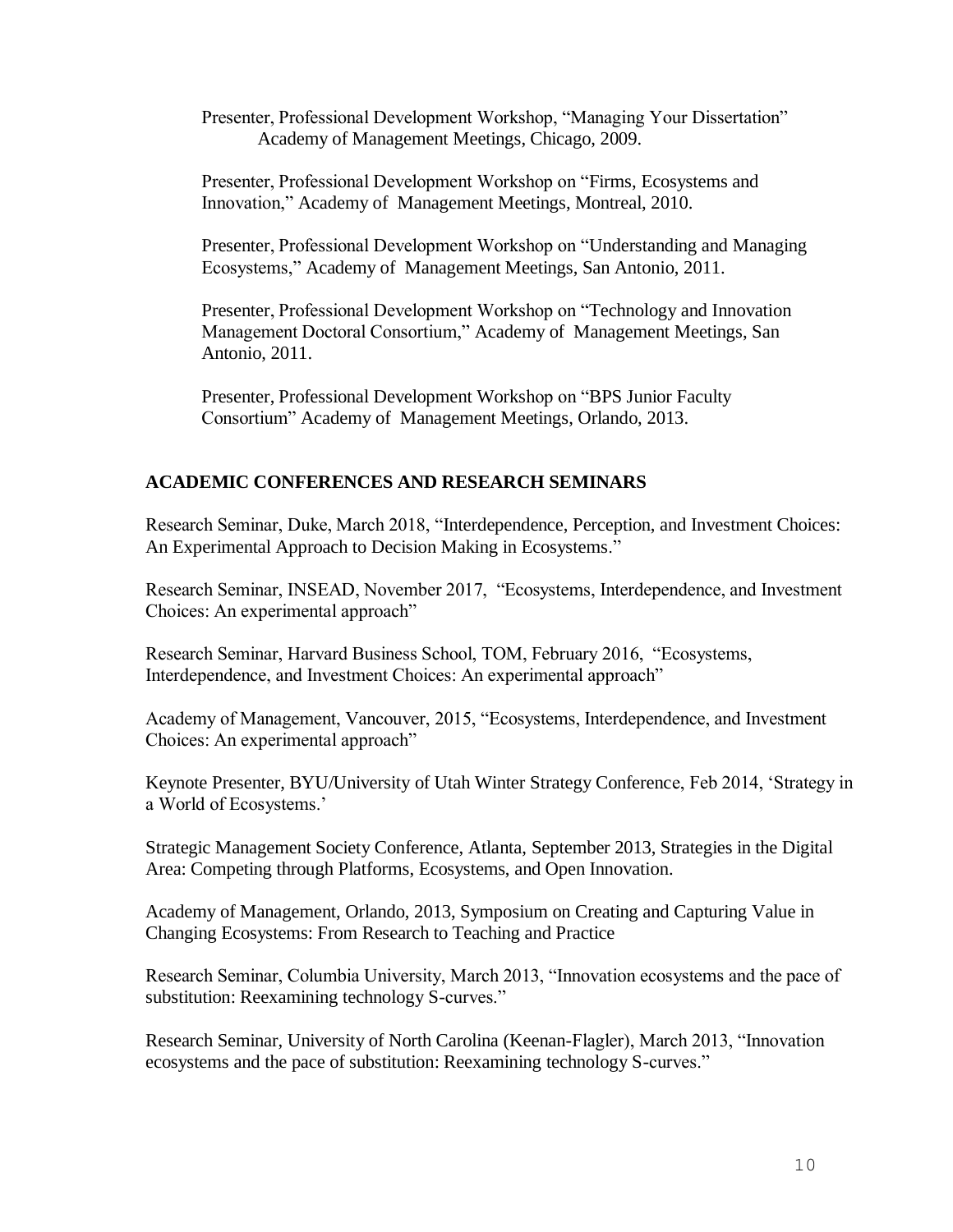Presenter, Professional Development Workshop, "Managing Your Dissertation" Academy of Management Meetings, Chicago, 2009.

Presenter, Professional Development Workshop on "Firms, Ecosystems and Innovation," Academy of Management Meetings, Montreal, 2010.

Presenter, Professional Development Workshop on "Understanding and Managing Ecosystems," Academy of Management Meetings, San Antonio, 2011.

Presenter, Professional Development Workshop on "Technology and Innovation Management Doctoral Consortium," Academy of Management Meetings, San Antonio, 2011.

Presenter, Professional Development Workshop on "BPS Junior Faculty Consortium" Academy of Management Meetings, Orlando, 2013.

## ACADEMIC CONFERENCES AND RESEARCH SEMINARS

Research Seminar, Duke, March 2018, "Interdependence, Perception, and Investment Choices: An Experimental Approach to Decision Making in Ecosystems."

Research Seminar, INSEAD, November 2017, "Ecosystems, Interdependence, and Investment Choices: An experimental approach"

Research Seminar, Harvard Business School, TOM, February 2016, "Ecosystems, Interdependence, and Investment Choices: An experimental approach"

Academy of Management, Vancouver, 2015, "Ecosystems, Interdependence, and Investment Choices: An experimental approach"

Keynote Presenter, BYU/University of Utah Winter Strategy Conference, Feb 2014, 'Strategy in a World of Ecosystems.'

Strategic Management Society Conference, Atlanta, September 2013, Strategies in the Digital Area: Competing through Platforms, Ecosystems, and Open Innovation.

Academy of Management, Orlando, 2013, Symposium on Creating and Capturing Value in Changing Ecosystems: From Research to Teaching and Practice

Research Seminar, Columbia University, March 2013, "Innovation ecosystems and the pace of substitution: Reexamining technology S-curves."

Research Seminar, University of North Carolina (Keenan-Flagler), March 2013, "Innovation ecosystems and the pace of substitution: Reexamining technology S-curves."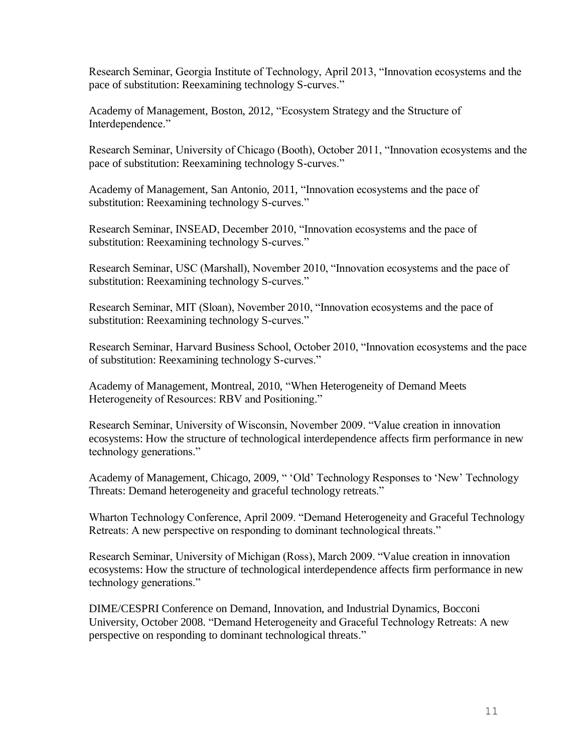Research Seminar, Georgia Institute of Technology, April 2013, "Innovation ecosystems and the pace of substitution: Reexamining technology S-curves."

Academy of Management, Boston, 2012, "Ecosystem Strategy and the Structure of Interdependence."

Research Seminar, University of Chicago (Booth), October 2011, "Innovation ecosystems and the pace of substitution: Reexamining technology S-curves."

Academy of Management, San Antonio, 2011, "Innovation ecosystems and the pace of substitution: Reexamining technology S-curves."

Research Seminar, INSEAD, December 2010, "Innovation ecosystems and the pace of substitution: Reexamining technology S-curves."

Research Seminar, USC (Marshall), November 2010, "Innovation ecosystems and the pace of substitution: Reexamining technology S-curves."

Research Seminar, MIT (Sloan), November 2010, "Innovation ecosystems and the pace of substitution: Reexamining technology S-curves."

Research Seminar, Harvard Business School, October 2010, "Innovation ecosystems and the pace of substitution: Reexamining technology S-curves."

Academy of Management, Montreal, 2010, "When Heterogeneity of Demand Meets Heterogeneity of Resources: RBV and Positioning."

Research Seminar, University of Wisconsin, November 2009. "Value creation in innovation ecosystems: How the structure of technological interdependence affects firm performance in new technology generations."

Academy of Management, Chicago, 2009, " 'Old' Technology Responses to 'New' Technology Threats: Demand heterogeneity and graceful technology retreats."

Wharton Technology Conference, April 2009. "Demand Heterogeneity and Graceful Technology Retreats: A new perspective on responding to dominant technological threats."

Research Seminar, University of Michigan (Ross), March 2009. "Value creation in innovation ecosystems: How the structure of technological interdependence affects firm performance in new technology generations."

DIME/CESPRI Conference on Demand, Innovation, and Industrial Dynamics, Bocconi University, October 2008. "Demand Heterogeneity and Graceful Technology Retreats: A new perspective on responding to dominant technological threats."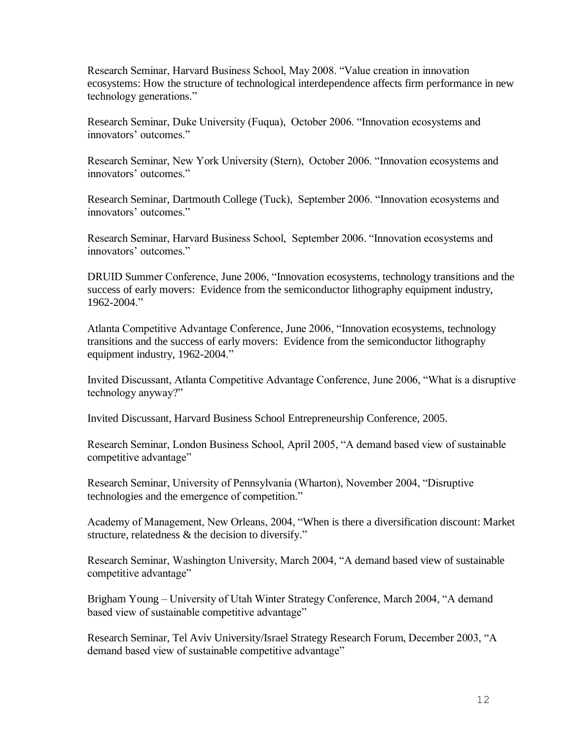Research Seminar, Harvard Business School, May 2008. "Value creation in innovation ecosystems: How the structure of technological interdependence affects firm performance in new technology generations."

Research Seminar, Duke University (Fuqua), October 2006. "Innovation ecosystems and innovators' outcomes."

Research Seminar, New York University (Stern), October 2006. "Innovation ecosystems and innovators' outcomes."

Research Seminar, Dartmouth College (Tuck), September 2006. "Innovation ecosystems and innovators' outcomes."

Research Seminar, Harvard Business School, September 2006. "Innovation ecosystems and innovators' outcomes."

DRUID Summer Conference, June 2006, "Innovation ecosystems, technology transitions and the success of early movers: Evidence from the semiconductor lithography equipment industry, 1962-2004."

Atlanta Competitive Advantage Conference, June 2006, "Innovation ecosystems, technology transitions and the success of early movers: Evidence from the semiconductor lithography equipment industry, 1962-2004."

Invited Discussant, Atlanta Competitive Advantage Conference, June 2006, "What is a disruptive technology anyway?"

Invited Discussant, Harvard Business School Entrepreneurship Conference, 2005.

Research Seminar, London Business School, April 2005, "A demand based view of sustainable competitive advantage"

Research Seminar, University of Pennsylvania (Wharton), November 2004, "Disruptive technologies and the emergence of competition."

Academy of Management, New Orleans, 2004, "When is there a diversification discount: Market structure, relatedness & the decision to diversify."

Research Seminar, Washington University, March 2004, "A demand based view of sustainable competitive advantage"

Brigham Young – University of Utah Winter Strategy Conference, March 2004, "A demand based view of sustainable competitive advantage"

Research Seminar, Tel Aviv University/Israel Strategy Research Forum, December 2003, "A demand based view of sustainable competitive advantage"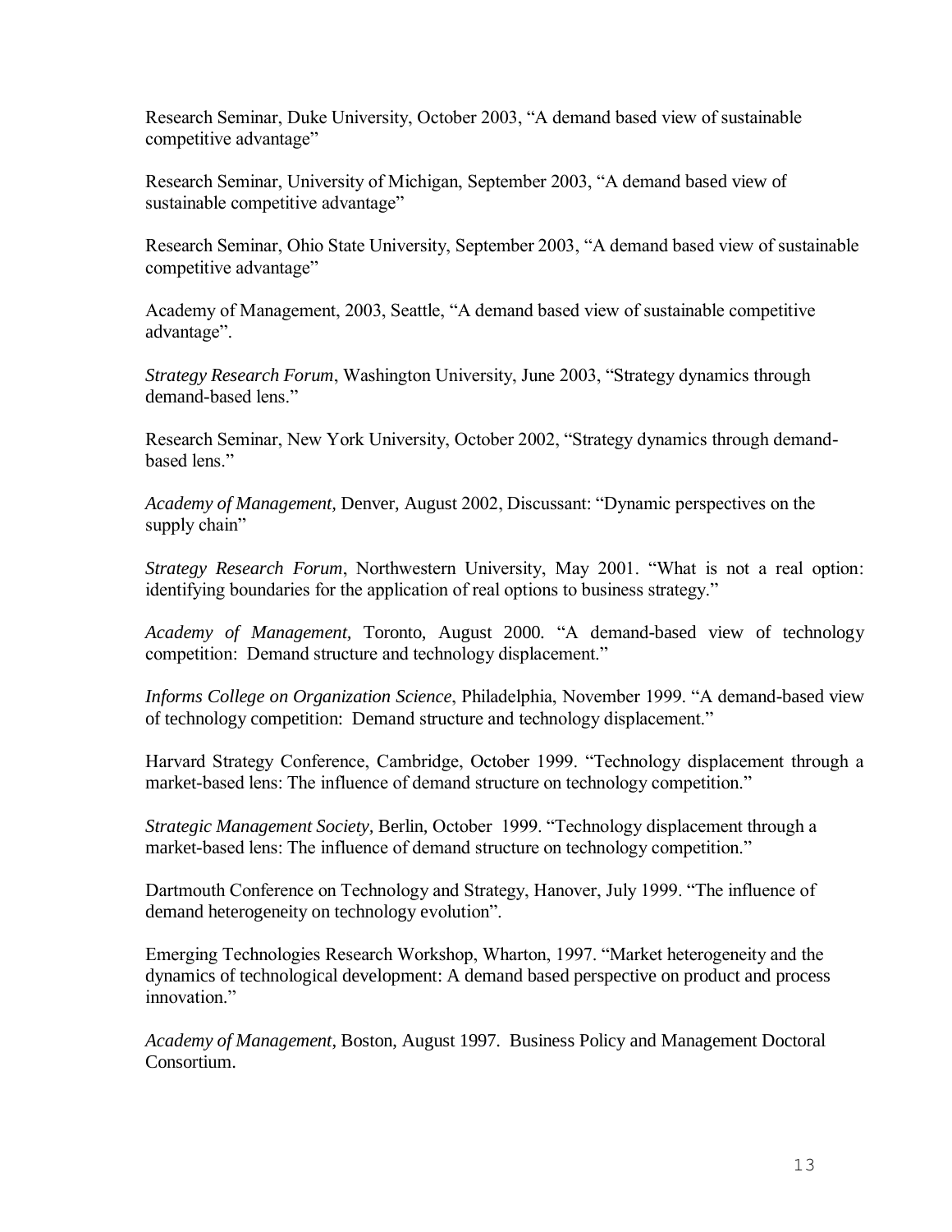Research Seminar, Duke University, October 2003, "A demand based view of sustainable competitive advantage"

Research Seminar, University of Michigan, September 2003, "A demand based view of sustainable competitive advantage"

Research Seminar, Ohio State University, September 2003, "A demand based view of sustainable competitive advantage"

Academy of Management, 2003, Seattle, "A demand based view of sustainable competitive advantage".

*Strategy Research Forum*, Washington University, June 2003, "Strategy dynamics through demand-based lens."

Research Seminar, New York University, October 2002, "Strategy dynamics through demand-based lens."

*Academy of Management,* Denver, August 2002, Discussant: "Dynamic perspectives on the supply chain"

*Strategy Research Forum*, Northwestern University, May 2001. "What is not a real option: identifying boundaries for the application of real options to business strategy."

*Academy of Management,* Toronto, August 2000. "A demand-based view of technology competition: Demand structure and technology displacement."

*Informs College on Organization Science*, Philadelphia, November 1999. "A demand-based view of technology competition: Demand structure and technology displacement."

Harvard Strategy Conference, Cambridge, October 1999. "Technology displacement through a market-based lens: The influence of demand structure on technology competition."

*Strategic Management Society,* Berlin, October 1999. "Technology displacement through a market-based lens: The influence of demand structure on technology competition."

Dartmouth Conference on Technology and Strategy, Hanover, July 1999. "The influence of demand heterogeneity on technology evolution".

Emerging Technologies Research Workshop, Wharton, 1997. "Market heterogeneity and the dynamics of technological development: A demand based perspective on product and process innovation."

*Academy of Management*, Boston, August 1997. Business Policy and Management Doctoral Consortium.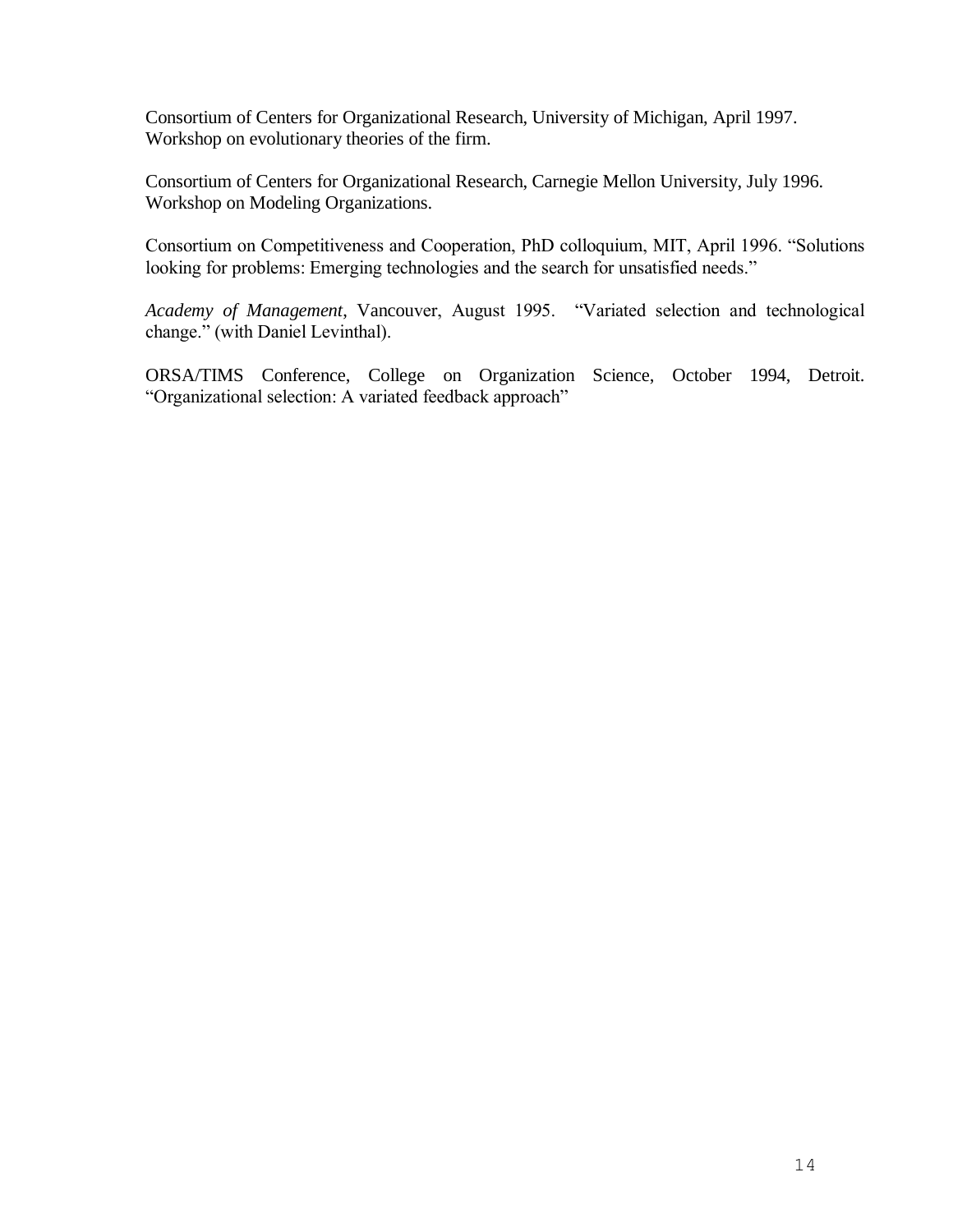Consortium of Centers for Organizational Research, University of Michigan, April 1997. Workshop on evolutionary theories of the firm.

Consortium of Centers for Organizational Research, Carnegie Mellon University, July 1996. Workshop on Modeling Organizations.

Consortium on Competitiveness and Cooperation, PhD colloquium, MIT, April 1996. "Solutions looking for problems: Emerging technologies and the search for unsatisfied needs."

*Academy of Management*, Vancouver, August 1995. "Variated selection and technological change." (with Daniel Levinthal).

ORSA/TIMS Conference, College on Organization Science, October 1994, Detroit. "Organizational selection: A variated feedback approach"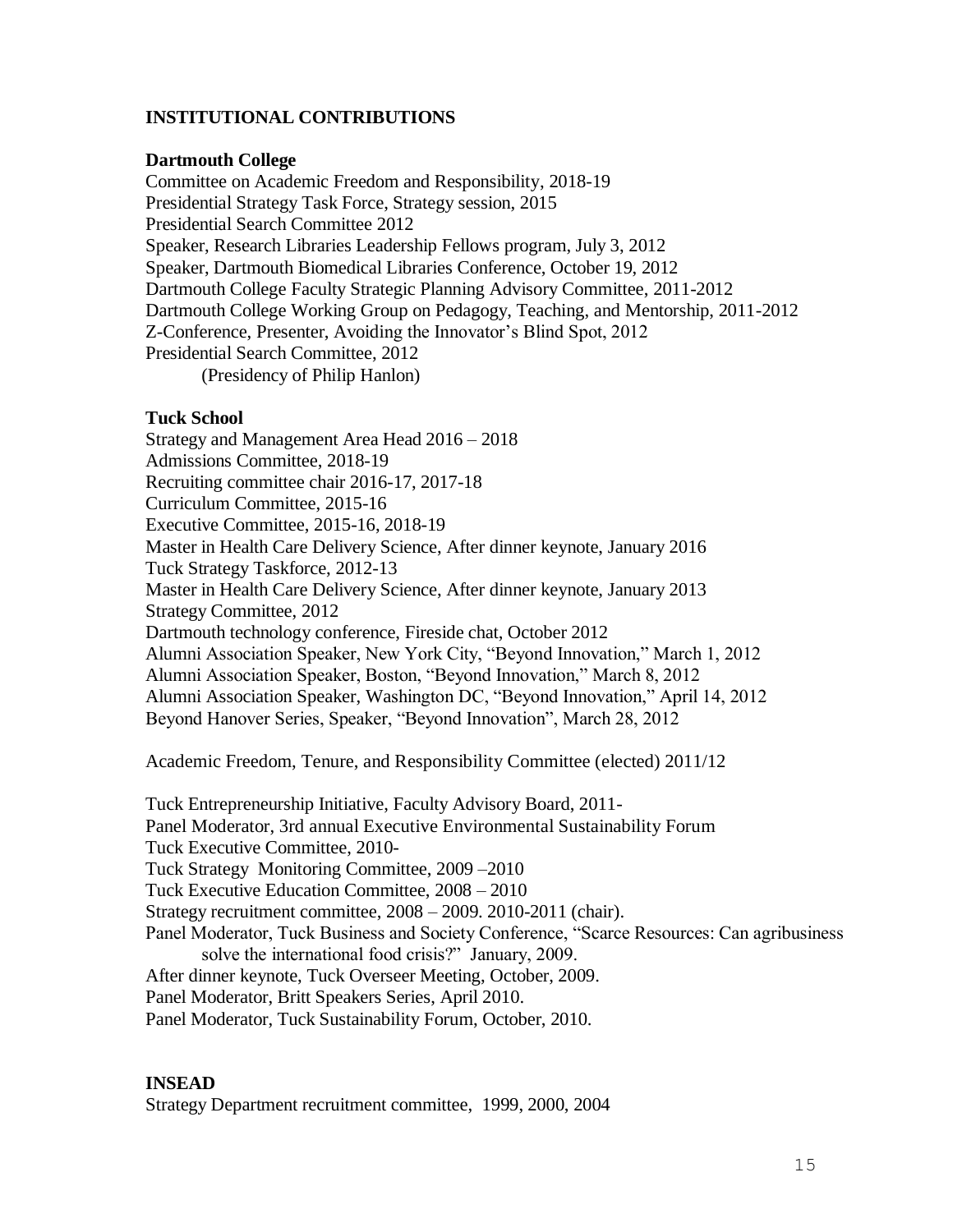## INSTITUTIONAL CONTRIBUTIONS

### Dartmouth College

Committee on Academic Freedom and Responsibility, 2018-19
Presidential Strategy Task Force, Strategy session, 2015
Presidential Search Committee 2012
Speaker, Research Libraries Leadership Fellows program, July 3, 2012
Speaker, Dartmouth Biomedical Libraries Conference, October 19, 2012
Dartmouth College Faculty Strategic Planning Advisory Committee, 2011-2012
Dartmouth College Working Group on Pedagogy, Teaching, and Mentorship, 2011-2012
Z-Conference, Presenter, Avoiding the Innovator's Blind Spot, 2012
Presidential Search Committee, 2012
(Presidency of Philip Hanlon)

### Tuck School

Strategy and Management Area Head 2016 – 2018
Admissions Committee, 2018-19
Recruiting committee chair 2016-17, 2017-18
Curriculum Committee, 2015-16
Executive Committee, 2015-16, 2018-19
Master in Health Care Delivery Science, After dinner keynote, January 2016
Tuck Strategy Taskforce, 2012-13
Master in Health Care Delivery Science, After dinner keynote, January 2013
Strategy Committee, 2012
Dartmouth technology conference, Fireside chat, October 2012
Alumni Association Speaker, New York City, "Beyond Innovation," March 1, 2012
Alumni Association Speaker, Boston, "Beyond Innovation," March 8, 2012
Alumni Association Speaker, Washington DC, "Beyond Innovation," April 14, 2012
Beyond Hanover Series, Speaker, "Beyond Innovation", March 28, 2012

Academic Freedom, Tenure, and Responsibility Committee (elected) 2011/12

Tuck Entrepreneurship Initiative, Faculty Advisory Board, 2011-
Panel Moderator, 3rd annual Executive Environmental Sustainability Forum
Tuck Executive Committee, 2010-
Tuck Strategy Monitoring Committee, 2009 –2010
Tuck Executive Education Committee, 2008 – 2010
Strategy recruitment committee, 2008 – 2009. 2010-2011 (chair).
Panel Moderator, Tuck Business and Society Conference, "Scarce Resources: Can agribusiness solve the international food crisis?" January, 2009.
After dinner keynote, Tuck Overseer Meeting, October, 2009.
Panel Moderator, Britt Speakers Series, April 2010.
Panel Moderator, Tuck Sustainability Forum, October, 2010.

### INSEAD

Strategy Department recruitment committee, 1999, 2000, 2004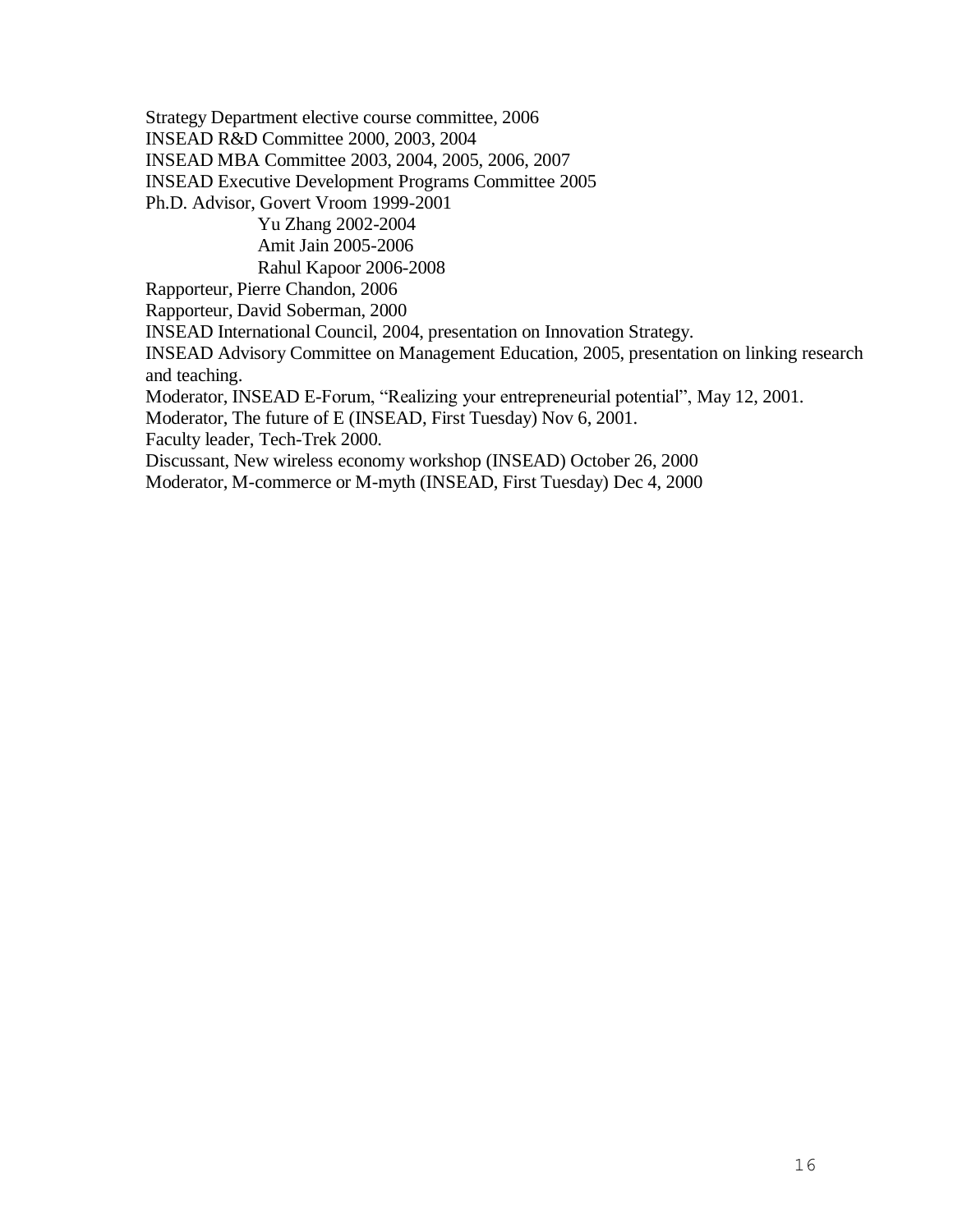Strategy Department elective course committee, 2006
INSEAD R&D Committee 2000, 2003, 2004
INSEAD MBA Committee 2003, 2004, 2005, 2006, 2007
INSEAD Executive Development Programs Committee 2005
Ph.D. Advisor, Govert Vroom 1999-2001
Yu Zhang 2002-2004
Amit Jain 2005-2006
Rahul Kapoor 2006-2008
Rapporteur, Pierre Chandon, 2006
Rapporteur, David Soberman, 2000
INSEAD International Council, 2004, presentation on Innovation Strategy.
INSEAD Advisory Committee on Management Education, 2005, presentation on linking research and teaching.
Moderator, INSEAD E-Forum, "Realizing your entrepreneurial potential", May 12, 2001.
Moderator, The future of E (INSEAD, First Tuesday) Nov 6, 2001.
Faculty leader, Tech-Trek 2000.
Discussant, New wireless economy workshop (INSEAD) October 26, 2000
Moderator, M-commerce or M-myth (INSEAD, First Tuesday) Dec 4, 2000